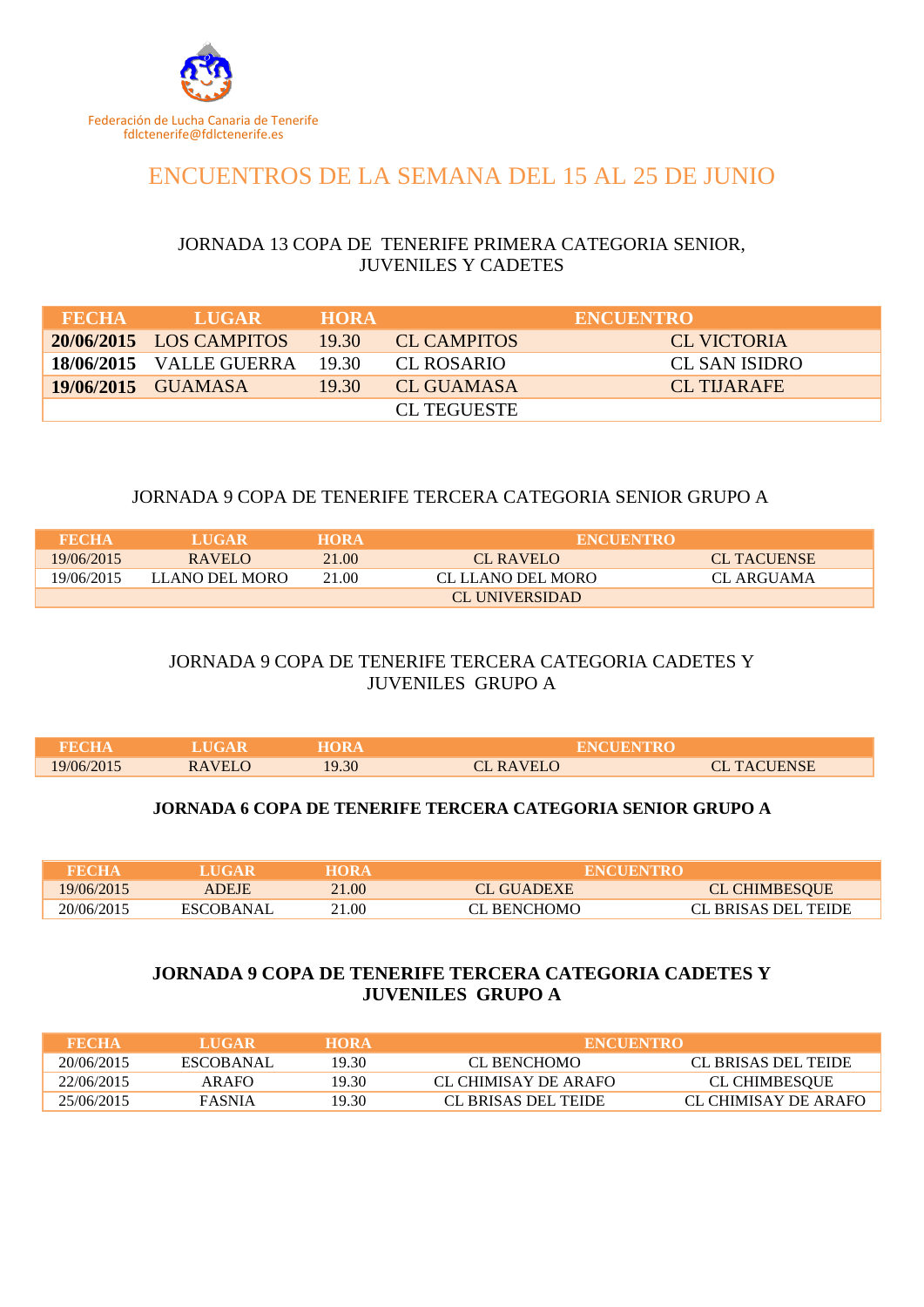Federación de Lucha Canaria de Tenerife
fdlctenerife@fdlctenerife.es

# ENCUENTROS DE LA SEMANA DEL 15 AL 25 DE JUNIO

### JORNADA 13 COPA DE TENERIFE PRIMERA CATEGORIA SENIOR, JUVENILES Y CADETES

| FECHA | LUGAR | HORA | ENCUENTRO | |
|---|---|---|---|---|
| **20/06/2015** | LOS CAMPITOS | 19.30 | CL CAMPITOS | CL VICTORIA |
| **18/06/2015** | VALLE GUERRA | 19.30 | CL ROSARIO | CL SAN ISIDRO |
| **19/06/2015** | GUAMASA | 19.30 | CL GUAMASA | CL TIJARAFE |
| | | | CL TEGUESTE | |

### JORNADA 9 COPA DE TENERIFE TERCERA CATEGORIA SENIOR GRUPO A

| FECHA | LUGAR | HORA | ENCUENTRO | |
|---|---|---|---|---|
| 19/06/2015 | RAVELO | 21.00 | CL RAVELO | CL TACUENSE |
| 19/06/2015 | LLANO DEL MORO | 21.00 | CL LLANO DEL MORO | CL ARGUAMA |
| | | | CL UNIVERSIDAD | |

### JORNADA 9 COPA DE TENERIFE TERCERA CATEGORIA CADETES Y JUVENILES GRUPO A

| FECHA | LUGAR | HORA | ENCUENTRO | |
|---|---|---|---|---|
| 19/06/2015 | RAVELO | 19.30 | CL RAVELO | CL TACUENSE |

### **JORNADA 6 COPA DE TENERIFE TERCERA CATEGORIA SENIOR GRUPO A**

| FECHA | LUGAR | HORA | ENCUENTRO | |
|---|---|---|---|---|
| 19/06/2015 | ADEJE | 21.00 | CL GUADEXE | CL CHIMBESQUE |
| 20/06/2015 | ESCOBANAL | 21.00 | CL BENCHOMO | CL BRISAS DEL TEIDE |

### **JORNADA 9 COPA DE TENERIFE TERCERA CATEGORIA CADETES Y JUVENILES GRUPO A**

| FECHA | LUGAR | HORA | ENCUENTRO | |
|---|---|---|---|---|
| 20/06/2015 | ESCOBANAL | 19.30 | CL BENCHOMO | CL BRISAS DEL TEIDE |
| 22/06/2015 | ARAFO | 19.30 | CL CHIMISAY DE ARAFO | CL CHIMBESQUE |
| 25/06/2015 | FASNIA | 19.30 | CL BRISAS DEL TEIDE | CL CHIMISAY DE ARAFO |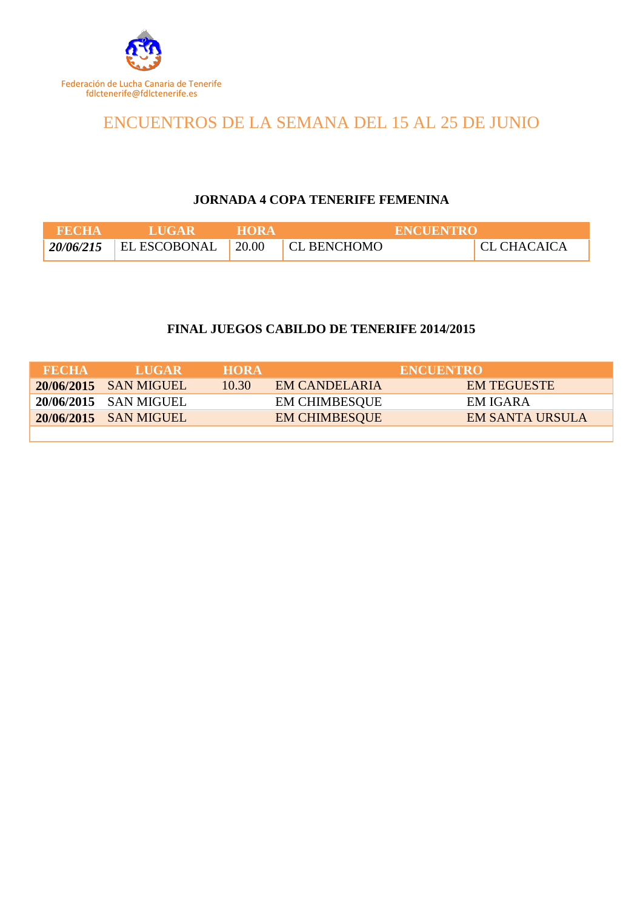Federación de Lucha Canaria de Tenerife
fdlctenerife@fdlctenerife.es

# ENCUENTROS DE LA SEMANA DEL 15 AL 25 DE JUNIO

### JORNADA 4 COPA TENERIFE FEMENINA

| FECHA | LUGAR | HORA | ENCUENTRO | |
|---|---|---|---|---|
| ***20/06/215*** | EL ESCOBONAL | 20.00 | CL BENCHOMO | CL CHACAICA |

### FINAL JUEGOS CABILDO DE TENERIFE 2014/2015

| FECHA | LUGAR | HORA | ENCUENTRO | |
|---|---|---|---|---|
| **20/06/2015** | SAN MIGUEL | 10.30 | EM CANDELARIA | EM TEGUESTE |
| **20/06/2015** | SAN MIGUEL | | EM CHIMBESQUE | EM IGARA |
| **20/06/2015** | SAN MIGUEL | | EM CHIMBESQUE | EM SANTA URSULA |
| | | | | |